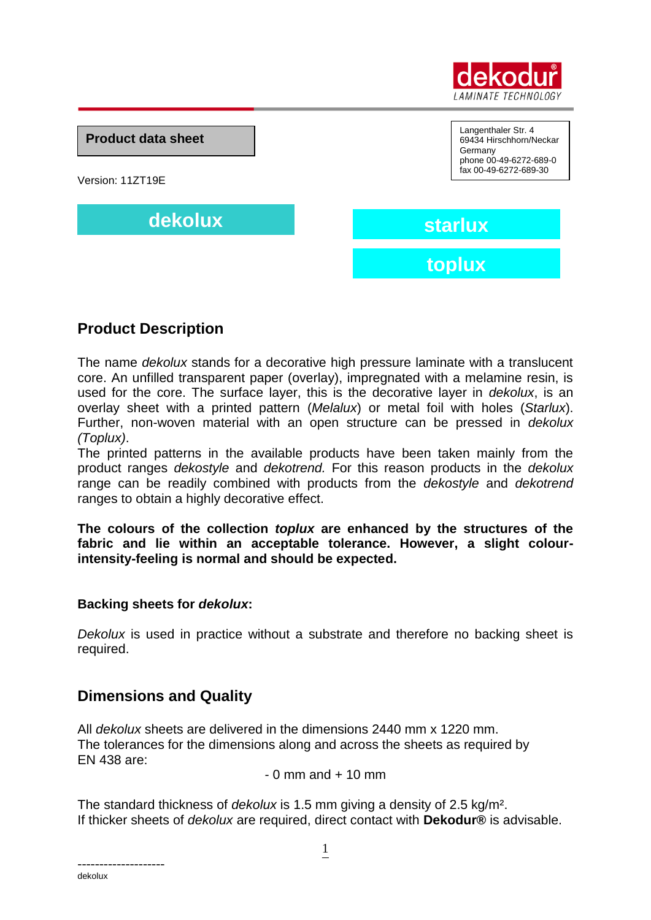dekodur
LAMINATE TECHNOLOGY

**Product data sheet**

Langenthaler Str. 4
69434 Hirschhorn/Neckar
Germany
phone 00-49-6272-689-0
fax 00-49-6272-689-30

Version: 11ZT19E

**dekolux**

**starlux**

**toplux**

## Product Description

The name *dekolux* stands for a decorative high pressure laminate with a translucent core. An unfilled transparent paper (overlay), impregnated with a melamine resin, is used for the core. The surface layer, this is the decorative layer in *dekolux*, is an overlay sheet with a printed pattern (*Melalux*) or metal foil with holes (*Starlux*). Further, non-woven material with an open structure can be pressed in *dekolux (Toplux)*.
The printed patterns in the available products have been taken mainly from the product ranges *dekostyle* and *dekotrend.* For this reason products in the *dekolux* range can be readily combined with products from the *dekostyle* and *dekotrend* ranges to obtain a highly decorative effect.

**The colours of the collection *toplux* are enhanced by the structures of the fabric and lie within an acceptable tolerance. However, a slight colour-intensity-feeling is normal and should be expected.**

**Backing sheets for *dekolux*:**

*Dekolux* is used in practice without a substrate and therefore no backing sheet is required.

## Dimensions and Quality

All *dekolux* sheets are delivered in the dimensions 2440 mm x 1220 mm.
The tolerances for the dimensions along and across the sheets as required by EN 438 are:

- 0 mm and + 10 mm

The standard thickness of *dekolux* is 1.5 mm giving a density of 2.5 kg/m².
If thicker sheets of *dekolux* are required, direct contact with **Dekodur®** is advisable.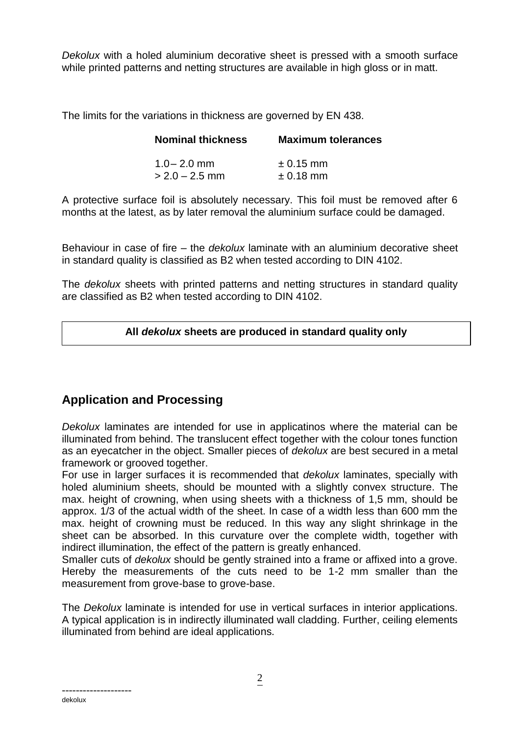*Dekolux* with a holed aluminium decorative sheet is pressed with a smooth surface while printed patterns and netting structures are available in high gloss or in matt.

The limits for the variations in thickness are governed by EN 438.

| Nominal thickness | Maximum tolerances |
|---|---|
| 1.0 – 2.0 mm | ± 0.15 mm |
| > 2.0 – 2.5 mm | ± 0.18 mm |

A protective surface foil is absolutely necessary. This foil must be removed after 6 months at the latest, as by later removal the aluminium surface could be damaged.

Behaviour in case of fire – the *dekolux* laminate with an aluminium decorative sheet in standard quality is classified as B2 when tested according to DIN 4102.

The *dekolux* sheets with printed patterns and netting structures in standard quality are classified as B2 when tested according to DIN 4102.

**All *dekolux* sheets are produced in standard quality only**

## Application and Processing

*Dekolux* laminates are intended for use in applicatinos where the material can be illuminated from behind. The translucent effect together with the colour tones function as an eyecatcher in the object. Smaller pieces of *dekolux* are best secured in a metal framework or grooved together.
For use in larger surfaces it is recommended that *dekolux* laminates, specially with holed aluminium sheets, should be mounted with a slightly convex structure. The max. height of crowning, when using sheets with a thickness of 1,5 mm, should be approx. 1/3 of the actual width of the sheet. In case of a width less than 600 mm the max. height of crowning must be reduced. In this way any slight shrinkage in the sheet can be absorbed. In this curvature over the complete width, together with indirect illumination, the effect of the pattern is greatly enhanced.
Smaller cuts of *dekolux* should be gently strained into a frame or affixed into a grove. Hereby the measurements of the cuts need to be 1-2 mm smaller than the measurement from grove-base to grove-base.

The *Dekolux* laminate is intended for use in vertical surfaces in interior applications. A typical application is in indirectly illuminated wall cladding. Further, ceiling elements illuminated from behind are ideal applications.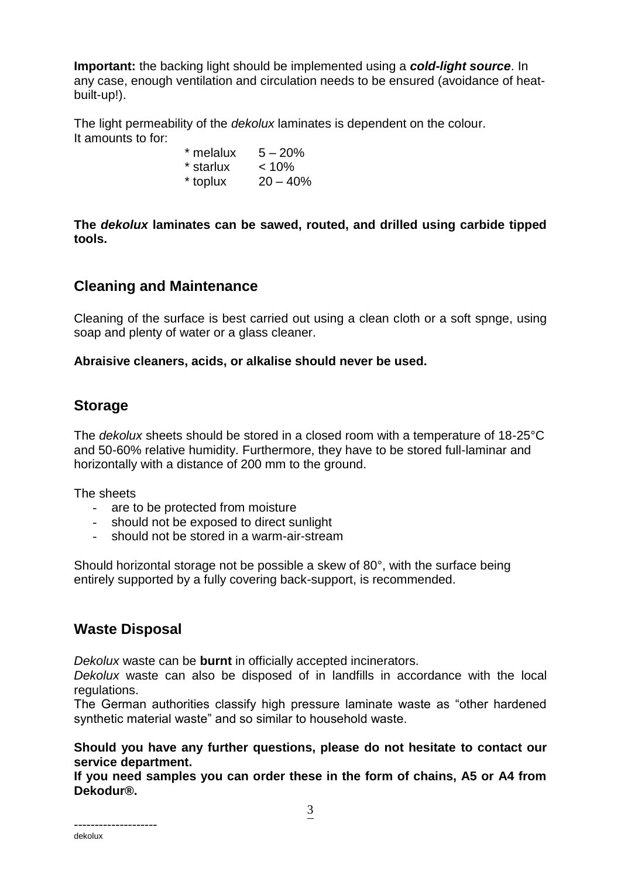**Important:** the backing light should be implemented using a ***cold-light source***. In any case, enough ventilation and circulation needs to be ensured (avoidance of heat-built-up!).

The light permeability of the *dekolux* laminates is dependent on the colour.
It amounts to for:

| | |
|---|---|
| * melalux | 5 – 20% |
| * starlux | < 10% |
| * toplux | 20 – 40% |

**The *dekolux* laminates can be sawed, routed, and drilled using carbide tipped tools.**

## Cleaning and Maintenance

Cleaning of the surface is best carried out using a clean cloth or a soft spnge, using soap and plenty of water or a glass cleaner.

**Abraisive cleaners, acids, or alkalise should never be used.**

## Storage

The *dekolux* sheets should be stored in a closed room with a temperature of 18-25°C and 50-60% relative humidity. Furthermore, they have to be stored full-laminar and horizontally with a distance of 200 mm to the ground.

The sheets

- are to be protected from moisture
- should not be exposed to direct sunlight
- should not be stored in a warm-air-stream

Should horizontal storage not be possible a skew of 80°, with the surface being entirely supported by a fully covering back-support, is recommended.

## Waste Disposal

*Dekolux* waste can be **burnt** in officially accepted incinerators.
*Dekolux* waste can also be disposed of in landfills in accordance with the local regulations.
The German authorities classify high pressure laminate waste as "other hardened synthetic material waste" and so similar to household waste.

**Should you have any further questions, please do not hesitate to contact our service department.**
**If you need samples you can order these in the form of chains, A5 or A4 from Dekodur®.**